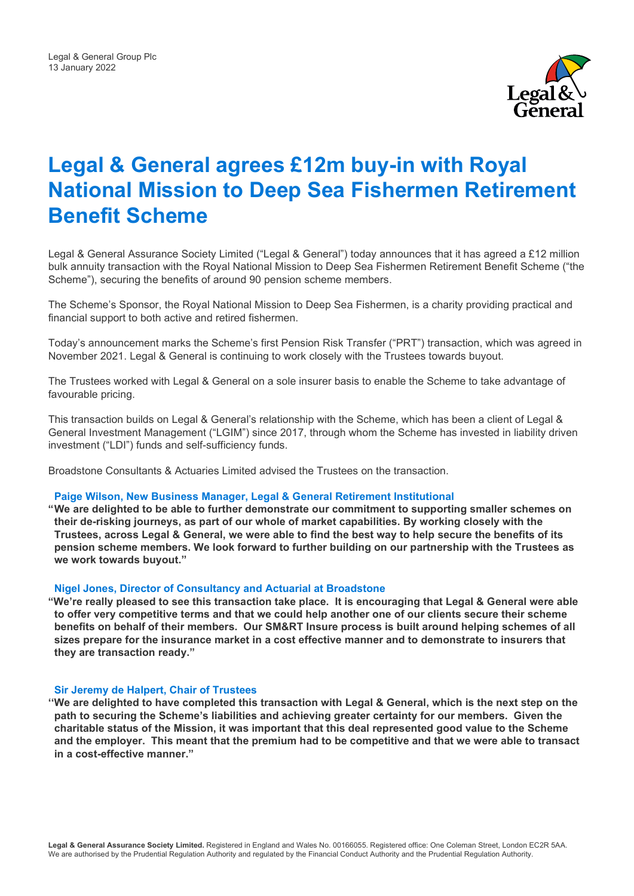Legal & General Group Plc
13 January 2022

# Legal & General agrees £12m buy-in with Royal National Mission to Deep Sea Fishermen Retirement Benefit Scheme

Legal & General Assurance Society Limited ("Legal & General") today announces that it has agreed a £12 million bulk annuity transaction with the Royal National Mission to Deep Sea Fishermen Retirement Benefit Scheme ("the Scheme"), securing the benefits of around 90 pension scheme members.

The Scheme's Sponsor, the Royal National Mission to Deep Sea Fishermen, is a charity providing practical and financial support to both active and retired fishermen.

Today's announcement marks the Scheme's first Pension Risk Transfer ("PRT") transaction, which was agreed in November 2021. Legal & General is continuing to work closely with the Trustees towards buyout.

The Trustees worked with Legal & General on a sole insurer basis to enable the Scheme to take advantage of favourable pricing.

This transaction builds on Legal & General's relationship with the Scheme, which has been a client of Legal & General Investment Management ("LGIM") since 2017, through whom the Scheme has invested in liability driven investment ("LDI") funds and self-sufficiency funds.

Broadstone Consultants & Actuaries Limited advised the Trustees on the transaction.

**Paige Wilson, New Business Manager, Legal & General Retirement Institutional**

**"We are delighted to be able to further demonstrate our commitment to supporting smaller schemes on their de-risking journeys, as part of our whole of market capabilities. By working closely with the Trustees, across Legal & General, we were able to find the best way to help secure the benefits of its pension scheme members. We look forward to further building on our partnership with the Trustees as we work towards buyout."**

**Nigel Jones, Director of Consultancy and Actuarial at Broadstone**

**"We're really pleased to see this transaction take place. It is encouraging that Legal & General were able to offer very competitive terms and that we could help another one of our clients secure their scheme benefits on behalf of their members. Our SM&RT Insure process is built around helping schemes of all sizes prepare for the insurance market in a cost effective manner and to demonstrate to insurers that they are transaction ready."**

**Sir Jeremy de Halpert, Chair of Trustees**

**"We are delighted to have completed this transaction with Legal & General, which is the next step on the path to securing the Scheme's liabilities and achieving greater certainty for our members. Given the charitable status of the Mission, it was important that this deal represented good value to the Scheme and the employer. This meant that the premium had to be competitive and that we were able to transact in a cost-effective manner."**

**Legal & General Assurance Society Limited.** Registered in England and Wales No. 00166055. Registered office: One Coleman Street, London EC2R 5AA. We are authorised by the Prudential Regulation Authority and regulated by the Financial Conduct Authority and the Prudential Regulation Authority.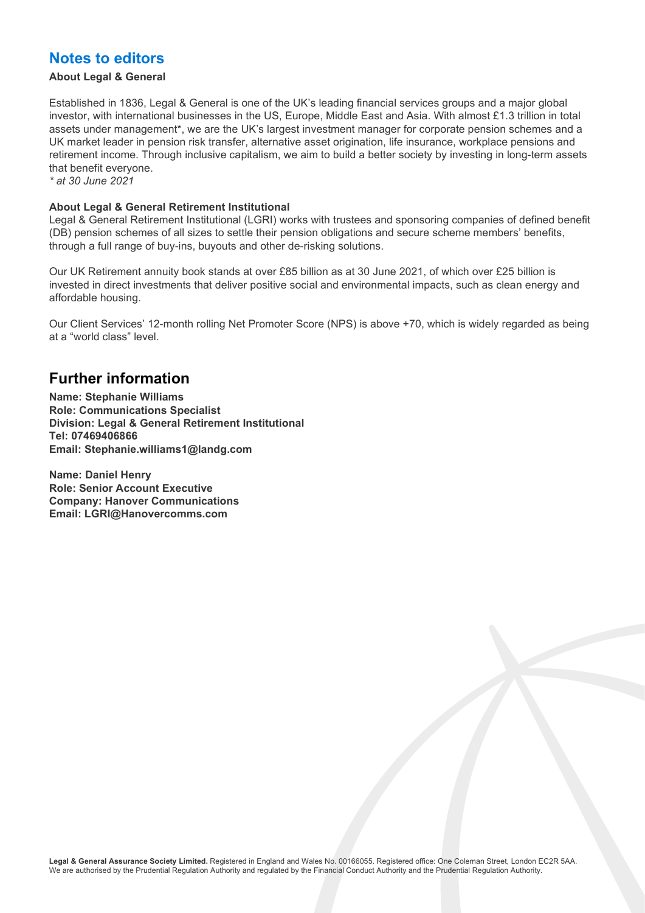## Notes to editors

**About Legal & General**

Established in 1836, Legal & General is one of the UK's leading financial services groups and a major global investor, with international businesses in the US, Europe, Middle East and Asia. With almost £1.3 trillion in total assets under management*, we are the UK's largest investment manager for corporate pension schemes and a UK market leader in pension risk transfer, alternative asset origination, life insurance, workplace pensions and retirement income. Through inclusive capitalism, we aim to build a better society by investing in long-term assets that benefit everyone.

*\* at 30 June 2021*

**About Legal & General Retirement Institutional**

Legal & General Retirement Institutional (LGRI) works with trustees and sponsoring companies of defined benefit (DB) pension schemes of all sizes to settle their pension obligations and secure scheme members' benefits, through a full range of buy-ins, buyouts and other de-risking solutions.

Our UK Retirement annuity book stands at over £85 billion as at 30 June 2021, of which over £25 billion is invested in direct investments that deliver positive social and environmental impacts, such as clean energy and affordable housing.

Our Client Services' 12-month rolling Net Promoter Score (NPS) is above +70, which is widely regarded as being at a "world class" level.

## Further information

**Name: Stephanie Williams**
**Role: Communications Specialist**
**Division: Legal & General Retirement Institutional**
**Tel: 07469406866**
**Email: Stephanie.williams1@landg.com**

**Name: Daniel Henry**
**Role: Senior Account Executive**
**Company: Hanover Communications**
**Email: LGRI@Hanovercomms.com**

**Legal & General Assurance Society Limited.** Registered in England and Wales No. 00166055. Registered office: One Coleman Street, London EC2R 5AA. We are authorised by the Prudential Regulation Authority and regulated by the Financial Conduct Authority and the Prudential Regulation Authority.